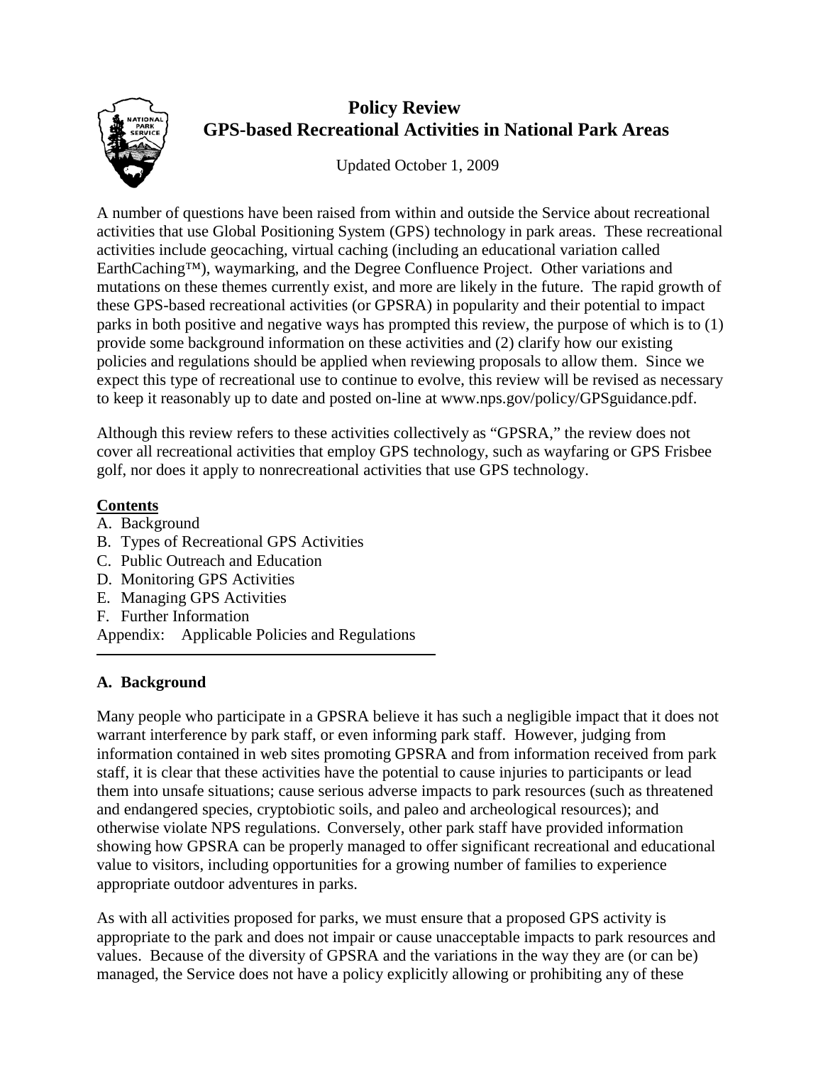# Policy Review
## GPS-based Recreational Activities in National Park Areas

Updated October 1, 2009

A number of questions have been raised from within and outside the Service about recreational activities that use Global Positioning System (GPS) technology in park areas. These recreational activities include geocaching, virtual caching (including an educational variation called EarthCaching™), waymarking, and the Degree Confluence Project. Other variations and mutations on these themes currently exist, and more are likely in the future. The rapid growth of these GPS-based recreational activities (or GPSRA) in popularity and their potential to impact parks in both positive and negative ways has prompted this review, the purpose of which is to (1) provide some background information on these activities and (2) clarify how our existing policies and regulations should be applied when reviewing proposals to allow them. Since we expect this type of recreational use to continue to evolve, this review will be revised as necessary to keep it reasonably up to date and posted on-line at www.nps.gov/policy/GPSguidance.pdf.

Although this review refers to these activities collectively as "GPSRA," the review does not cover all recreational activities that employ GPS technology, such as wayfaring or GPS Frisbee golf, nor does it apply to nonrecreational activities that use GPS technology.

**Contents**

A. Background
B. Types of Recreational GPS Activities
C. Public Outreach and Education
D. Monitoring GPS Activities
E. Managing GPS Activities
F. Further Information
Appendix: Applicable Policies and Regulations

---

### A. Background

Many people who participate in a GPSRA believe it has such a negligible impact that it does not warrant interference by park staff, or even informing park staff. However, judging from information contained in web sites promoting GPSRA and from information received from park staff, it is clear that these activities have the potential to cause injuries to participants or lead them into unsafe situations; cause serious adverse impacts to park resources (such as threatened and endangered species, cryptobiotic soils, and paleo and archeological resources); and otherwise violate NPS regulations. Conversely, other park staff have provided information showing how GPSRA can be properly managed to offer significant recreational and educational value to visitors, including opportunities for a growing number of families to experience appropriate outdoor adventures in parks.

As with all activities proposed for parks, we must ensure that a proposed GPS activity is appropriate to the park and does not impair or cause unacceptable impacts to park resources and values. Because of the diversity of GPSRA and the variations in the way they are (or can be) managed, the Service does not have a policy explicitly allowing or prohibiting any of these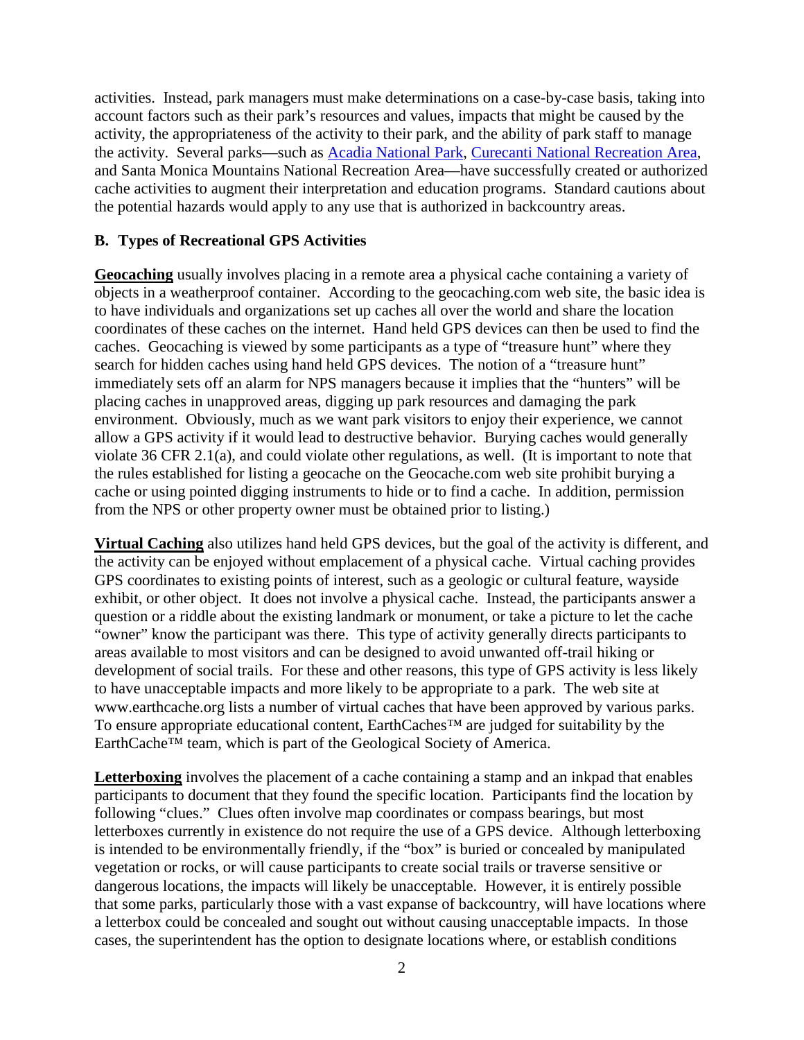activities. Instead, park managers must make determinations on a case-by-case basis, taking into account factors such as their park's resources and values, impacts that might be caused by the activity, the appropriateness of the activity to their park, and the ability of park staff to manage the activity. Several parks—such as Acadia National Park, Curecanti National Recreation Area, and Santa Monica Mountains National Recreation Area—have successfully created or authorized cache activities to augment their interpretation and education programs. Standard cautions about the potential hazards would apply to any use that is authorized in backcountry areas.

### B. Types of Recreational GPS Activities

**Geocaching** usually involves placing in a remote area a physical cache containing a variety of objects in a weatherproof container. According to the geocaching.com web site, the basic idea is to have individuals and organizations set up caches all over the world and share the location coordinates of these caches on the internet. Hand held GPS devices can then be used to find the caches. Geocaching is viewed by some participants as a type of "treasure hunt" where they search for hidden caches using hand held GPS devices. The notion of a "treasure hunt" immediately sets off an alarm for NPS managers because it implies that the "hunters" will be placing caches in unapproved areas, digging up park resources and damaging the park environment. Obviously, much as we want park visitors to enjoy their experience, we cannot allow a GPS activity if it would lead to destructive behavior. Burying caches would generally violate 36 CFR 2.1(a), and could violate other regulations, as well. (It is important to note that the rules established for listing a geocache on the Geocache.com web site prohibit burying a cache or using pointed digging instruments to hide or to find a cache. In addition, permission from the NPS or other property owner must be obtained prior to listing.)

**Virtual Caching** also utilizes hand held GPS devices, but the goal of the activity is different, and the activity can be enjoyed without emplacement of a physical cache. Virtual caching provides GPS coordinates to existing points of interest, such as a geologic or cultural feature, wayside exhibit, or other object. It does not involve a physical cache. Instead, the participants answer a question or a riddle about the existing landmark or monument, or take a picture to let the cache "owner" know the participant was there. This type of activity generally directs participants to areas available to most visitors and can be designed to avoid unwanted off-trail hiking or development of social trails. For these and other reasons, this type of GPS activity is less likely to have unacceptable impacts and more likely to be appropriate to a park. The web site at www.earthcache.org lists a number of virtual caches that have been approved by various parks. To ensure appropriate educational content, EarthCaches™ are judged for suitability by the EarthCache™ team, which is part of the Geological Society of America.

**Letterboxing** involves the placement of a cache containing a stamp and an inkpad that enables participants to document that they found the specific location. Participants find the location by following "clues." Clues often involve map coordinates or compass bearings, but most letterboxes currently in existence do not require the use of a GPS device. Although letterboxing is intended to be environmentally friendly, if the "box" is buried or concealed by manipulated vegetation or rocks, or will cause participants to create social trails or traverse sensitive or dangerous locations, the impacts will likely be unacceptable. However, it is entirely possible that some parks, particularly those with a vast expanse of backcountry, will have locations where a letterbox could be concealed and sought out without causing unacceptable impacts. In those cases, the superintendent has the option to designate locations where, or establish conditions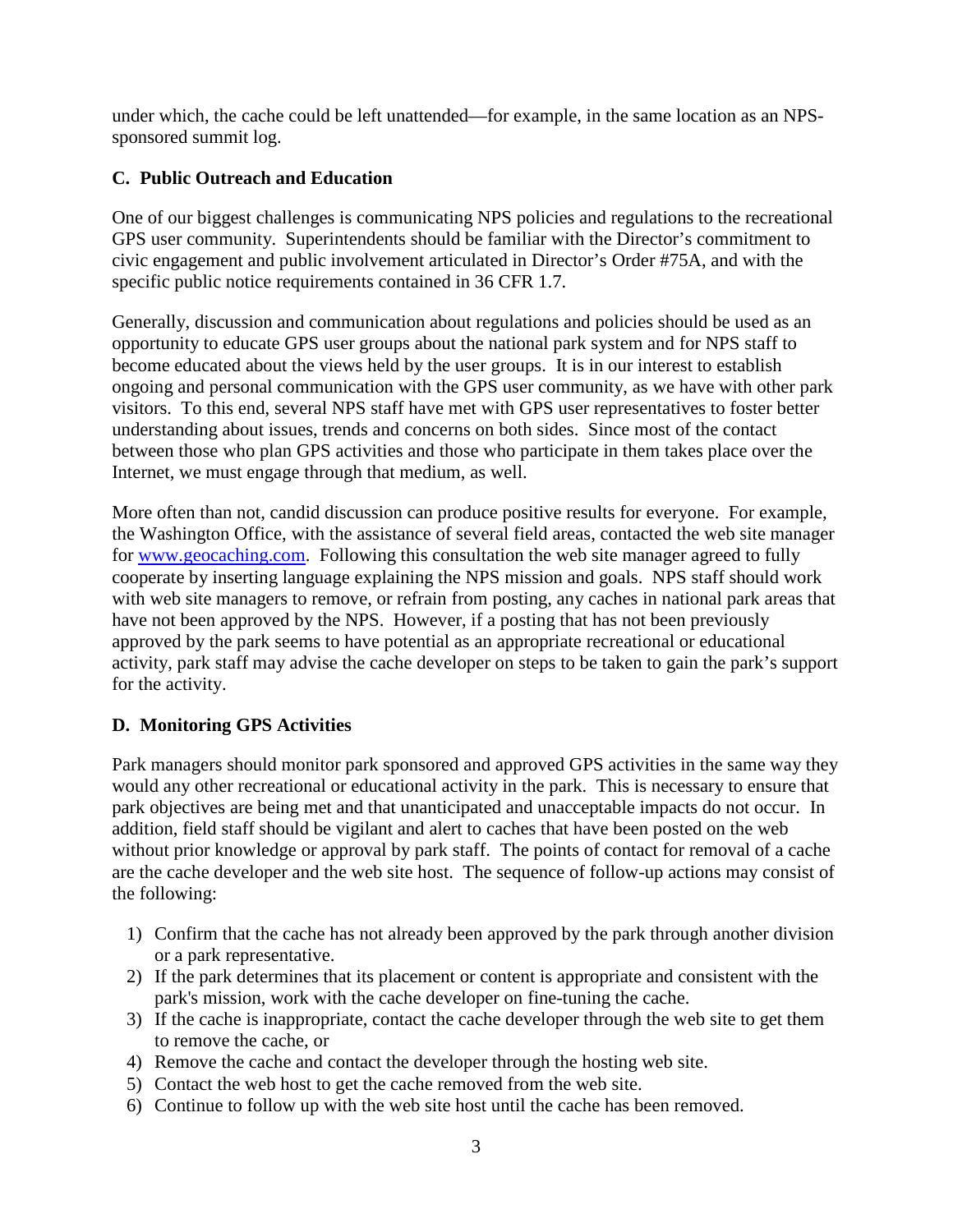under which, the cache could be left unattended—for example, in the same location as an NPS-sponsored summit log.

### C. Public Outreach and Education

One of our biggest challenges is communicating NPS policies and regulations to the recreational GPS user community. Superintendents should be familiar with the Director's commitment to civic engagement and public involvement articulated in Director's Order #75A, and with the specific public notice requirements contained in 36 CFR 1.7.

Generally, discussion and communication about regulations and policies should be used as an opportunity to educate GPS user groups about the national park system and for NPS staff to become educated about the views held by the user groups. It is in our interest to establish ongoing and personal communication with the GPS user community, as we have with other park visitors. To this end, several NPS staff have met with GPS user representatives to foster better understanding about issues, trends and concerns on both sides. Since most of the contact between those who plan GPS activities and those who participate in them takes place over the Internet, we must engage through that medium, as well.

More often than not, candid discussion can produce positive results for everyone. For example, the Washington Office, with the assistance of several field areas, contacted the web site manager for [www.geocaching.com](http://www.geocaching.com). Following this consultation the web site manager agreed to fully cooperate by inserting language explaining the NPS mission and goals. NPS staff should work with web site managers to remove, or refrain from posting, any caches in national park areas that have not been approved by the NPS. However, if a posting that has not been previously approved by the park seems to have potential as an appropriate recreational or educational activity, park staff may advise the cache developer on steps to be taken to gain the park's support for the activity.

### D. Monitoring GPS Activities

Park managers should monitor park sponsored and approved GPS activities in the same way they would any other recreational or educational activity in the park. This is necessary to ensure that park objectives are being met and that unanticipated and unacceptable impacts do not occur. In addition, field staff should be vigilant and alert to caches that have been posted on the web without prior knowledge or approval by park staff. The points of contact for removal of a cache are the cache developer and the web site host. The sequence of follow-up actions may consist of the following:

1) Confirm that the cache has not already been approved by the park through another division or a park representative.
2) If the park determines that its placement or content is appropriate and consistent with the park's mission, work with the cache developer on fine-tuning the cache.
3) If the cache is inappropriate, contact the cache developer through the web site to get them to remove the cache, or
4) Remove the cache and contact the developer through the hosting web site.
5) Contact the web host to get the cache removed from the web site.
6) Continue to follow up with the web site host until the cache has been removed.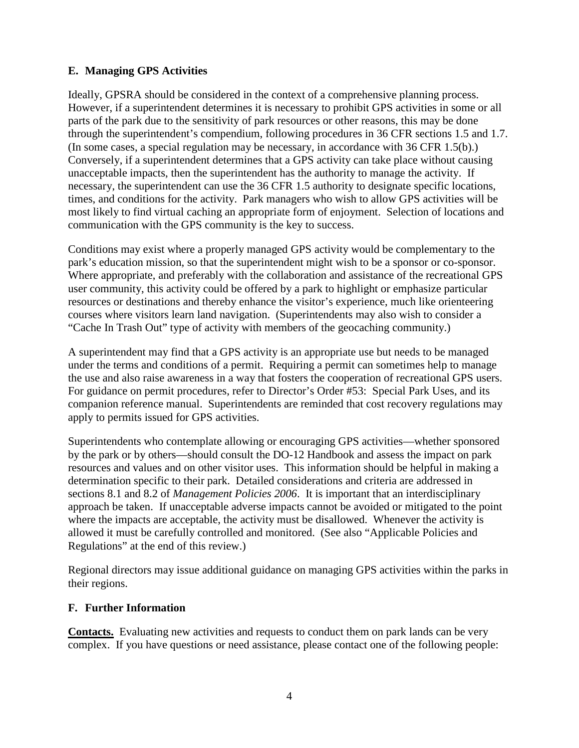### E. Managing GPS Activities

Ideally, GPSRA should be considered in the context of a comprehensive planning process. However, if a superintendent determines it is necessary to prohibit GPS activities in some or all parts of the park due to the sensitivity of park resources or other reasons, this may be done through the superintendent's compendium, following procedures in 36 CFR sections 1.5 and 1.7. (In some cases, a special regulation may be necessary, in accordance with 36 CFR 1.5(b).) Conversely, if a superintendent determines that a GPS activity can take place without causing unacceptable impacts, then the superintendent has the authority to manage the activity. If necessary, the superintendent can use the 36 CFR 1.5 authority to designate specific locations, times, and conditions for the activity. Park managers who wish to allow GPS activities will be most likely to find virtual caching an appropriate form of enjoyment. Selection of locations and communication with the GPS community is the key to success.

Conditions may exist where a properly managed GPS activity would be complementary to the park's education mission, so that the superintendent might wish to be a sponsor or co-sponsor. Where appropriate, and preferably with the collaboration and assistance of the recreational GPS user community, this activity could be offered by a park to highlight or emphasize particular resources or destinations and thereby enhance the visitor's experience, much like orienteering courses where visitors learn land navigation. (Superintendents may also wish to consider a "Cache In Trash Out" type of activity with members of the geocaching community.)

A superintendent may find that a GPS activity is an appropriate use but needs to be managed under the terms and conditions of a permit. Requiring a permit can sometimes help to manage the use and also raise awareness in a way that fosters the cooperation of recreational GPS users. For guidance on permit procedures, refer to Director's Order #53: Special Park Uses, and its companion reference manual. Superintendents are reminded that cost recovery regulations may apply to permits issued for GPS activities.

Superintendents who contemplate allowing or encouraging GPS activities—whether sponsored by the park or by others—should consult the DO-12 Handbook and assess the impact on park resources and values and on other visitor uses. This information should be helpful in making a determination specific to their park. Detailed considerations and criteria are addressed in sections 8.1 and 8.2 of *Management Policies 2006*. It is important that an interdisciplinary approach be taken. If unacceptable adverse impacts cannot be avoided or mitigated to the point where the impacts are acceptable, the activity must be disallowed. Whenever the activity is allowed it must be carefully controlled and monitored. (See also "Applicable Policies and Regulations" at the end of this review.)

Regional directors may issue additional guidance on managing GPS activities within the parks in their regions.

### F. Further Information

**Contacts.** Evaluating new activities and requests to conduct them on park lands can be very complex. If you have questions or need assistance, please contact one of the following people: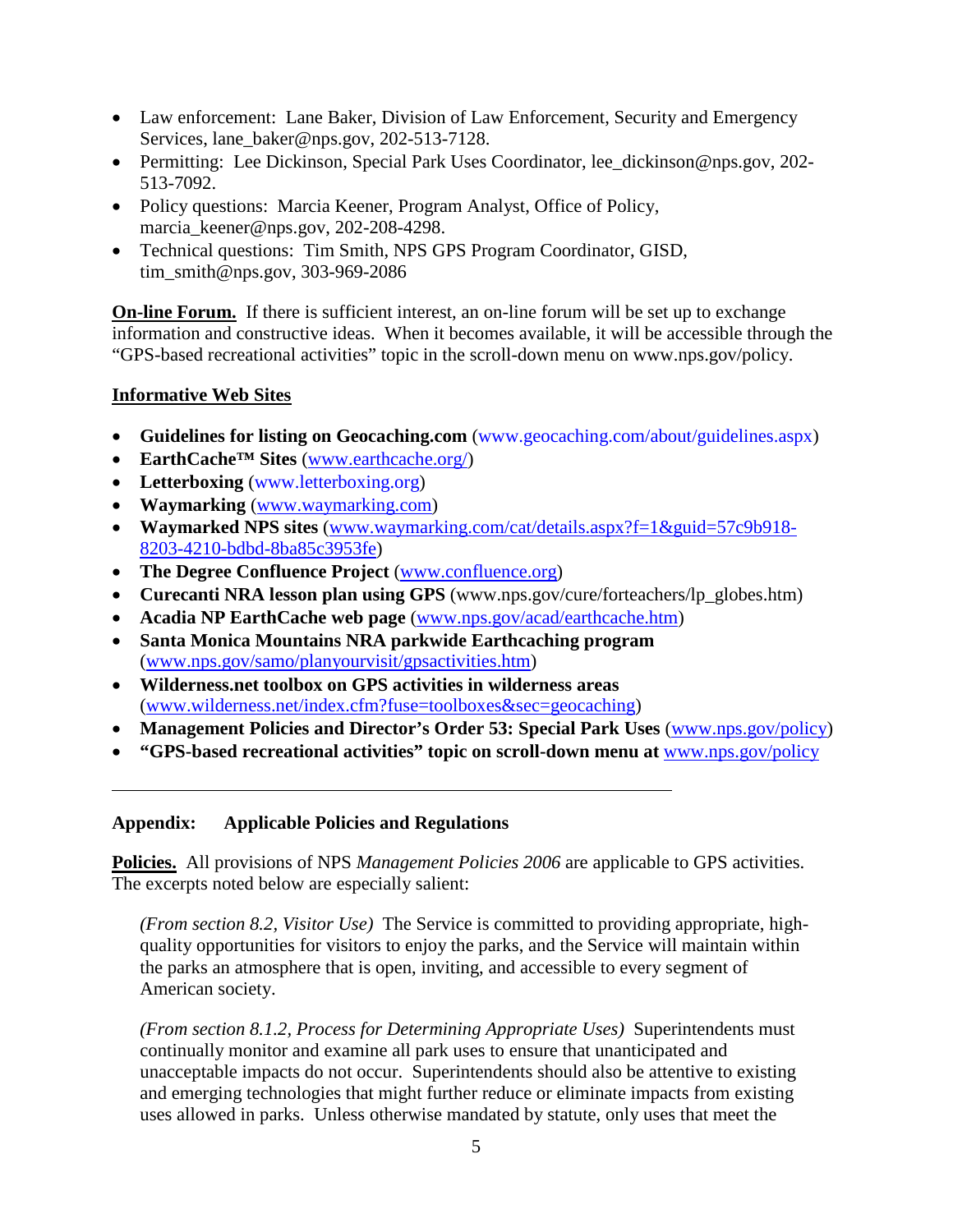- Law enforcement: Lane Baker, Division of Law Enforcement, Security and Emergency Services, lane_baker@nps.gov, 202-513-7128.
- Permitting: Lee Dickinson, Special Park Uses Coordinator, lee_dickinson@nps.gov, 202-513-7092.
- Policy questions: Marcia Keener, Program Analyst, Office of Policy, marcia_keener@nps.gov, 202-208-4298.
- Technical questions: Tim Smith, NPS GPS Program Coordinator, GISD, tim_smith@nps.gov, 303-969-2086

**On-line Forum.** If there is sufficient interest, an on-line forum will be set up to exchange information and constructive ideas. When it becomes available, it will be accessible through the "GPS-based recreational activities" topic in the scroll-down menu on www.nps.gov/policy.

**Informative Web Sites**

- **Guidelines for listing on Geocaching.com** (www.geocaching.com/about/guidelines.aspx)
- **EarthCache™ Sites** (www.earthcache.org/)
- **Letterboxing** (www.letterboxing.org)
- **Waymarking** (www.waymarking.com)
- **Waymarked NPS sites** (www.waymarking.com/cat/details.aspx?f=1&guid=57c9b918-8203-4210-bdbd-8ba85c3953fe)
- **The Degree Confluence Project** (www.confluence.org)
- **Curecanti NRA lesson plan using GPS** (www.nps.gov/cure/forteachers/lp_globes.htm)
- **Acadia NP EarthCache web page** (www.nps.gov/acad/earthcache.htm)
- **Santa Monica Mountains NRA parkwide Earthcaching program** (www.nps.gov/samo/planyourvisit/gpsactivities.htm)
- **Wilderness.net toolbox on GPS activities in wilderness areas** (www.wilderness.net/index.cfm?fuse=toolboxes&sec=geocaching)
- **Management Policies and Director's Order 53: Special Park Uses** (www.nps.gov/policy)
- **"GPS-based recreational activities" topic on scroll-down menu at** www.nps.gov/policy

---

**Appendix: Applicable Policies and Regulations**

**Policies.** All provisions of NPS *Management Policies 2006* are applicable to GPS activities. The excerpts noted below are especially salient:

> *(From section 8.2, Visitor Use)* The Service is committed to providing appropriate, high-quality opportunities for visitors to enjoy the parks, and the Service will maintain within the parks an atmosphere that is open, inviting, and accessible to every segment of American society.
>
> *(From section 8.1.2, Process for Determining Appropriate Uses)* Superintendents must continually monitor and examine all park uses to ensure that unanticipated and unacceptable impacts do not occur. Superintendents should also be attentive to existing and emerging technologies that might further reduce or eliminate impacts from existing uses allowed in parks. Unless otherwise mandated by statute, only uses that meet the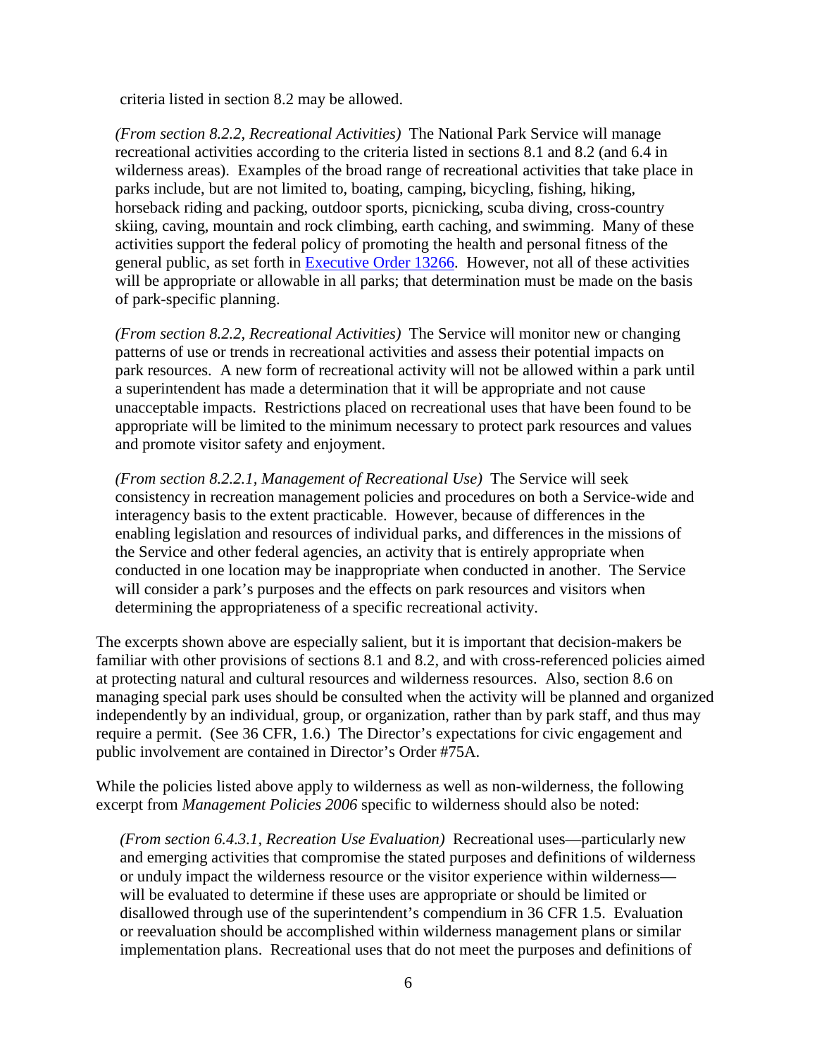criteria listed in section 8.2 may be allowed.

> *(From section 8.2.2, Recreational Activities)* The National Park Service will manage recreational activities according to the criteria listed in sections 8.1 and 8.2 (and 6.4 in wilderness areas). Examples of the broad range of recreational activities that take place in parks include, but are not limited to, boating, camping, bicycling, fishing, hiking, horseback riding and packing, outdoor sports, picnicking, scuba diving, cross-country skiing, caving, mountain and rock climbing, earth caching, and swimming. Many of these activities support the federal policy of promoting the health and personal fitness of the general public, as set forth in [Executive Order 13266](). However, not all of these activities will be appropriate or allowable in all parks; that determination must be made on the basis of park-specific planning.

> *(From section 8.2.2, Recreational Activities)* The Service will monitor new or changing patterns of use or trends in recreational activities and assess their potential impacts on park resources. A new form of recreational activity will not be allowed within a park until a superintendent has made a determination that it will be appropriate and not cause unacceptable impacts. Restrictions placed on recreational uses that have been found to be appropriate will be limited to the minimum necessary to protect park resources and values and promote visitor safety and enjoyment.

> *(From section 8.2.2.1, Management of Recreational Use)* The Service will seek consistency in recreation management policies and procedures on both a Service-wide and interagency basis to the extent practicable. However, because of differences in the enabling legislation and resources of individual parks, and differences in the missions of the Service and other federal agencies, an activity that is entirely appropriate when conducted in one location may be inappropriate when conducted in another. The Service will consider a park's purposes and the effects on park resources and visitors when determining the appropriateness of a specific recreational activity.

The excerpts shown above are especially salient, but it is important that decision-makers be familiar with other provisions of sections 8.1 and 8.2, and with cross-referenced policies aimed at protecting natural and cultural resources and wilderness resources. Also, section 8.6 on managing special park uses should be consulted when the activity will be planned and organized independently by an individual, group, or organization, rather than by park staff, and thus may require a permit. (See 36 CFR, 1.6.) The Director's expectations for civic engagement and public involvement are contained in Director's Order #75A.

While the policies listed above apply to wilderness as well as non-wilderness, the following excerpt from *Management Policies 2006* specific to wilderness should also be noted:

> *(From section 6.4.3.1, Recreation Use Evaluation)* Recreational uses—particularly new and emerging activities that compromise the stated purposes and definitions of wilderness or unduly impact the wilderness resource or the visitor experience within wilderness—will be evaluated to determine if these uses are appropriate or should be limited or disallowed through use of the superintendent's compendium in 36 CFR 1.5. Evaluation or reevaluation should be accomplished within wilderness management plans or similar implementation plans. Recreational uses that do not meet the purposes and definitions of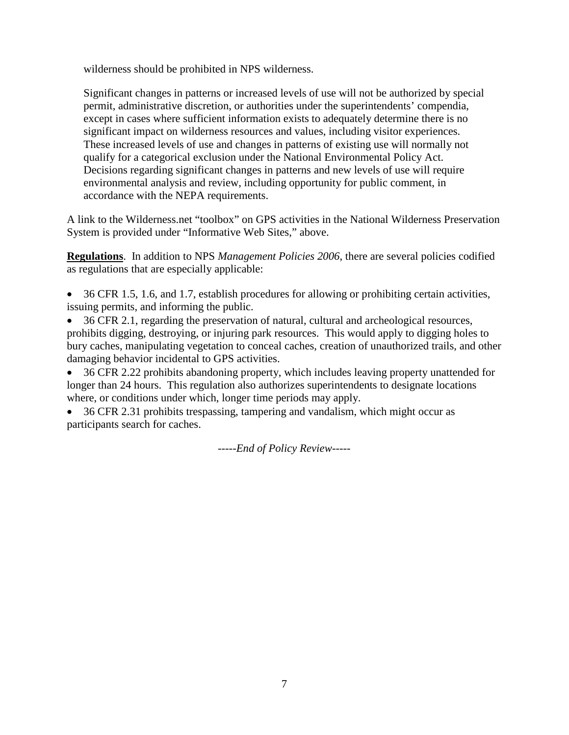wilderness should be prohibited in NPS wilderness.

> Significant changes in patterns or increased levels of use will not be authorized by special permit, administrative discretion, or authorities under the superintendents' compendia, except in cases where sufficient information exists to adequately determine there is no significant impact on wilderness resources and values, including visitor experiences. These increased levels of use and changes in patterns of existing use will normally not qualify for a categorical exclusion under the National Environmental Policy Act. Decisions regarding significant changes in patterns and new levels of use will require environmental analysis and review, including opportunity for public comment, in accordance with the NEPA requirements.

A link to the Wilderness.net "toolbox" on GPS activities in the National Wilderness Preservation System is provided under "Informative Web Sites," above.

**Regulations**. In addition to NPS *Management Policies 2006*, there are several policies codified as regulations that are especially applicable:

- 36 CFR 1.5, 1.6, and 1.7, establish procedures for allowing or prohibiting certain activities, issuing permits, and informing the public.
- 36 CFR 2.1, regarding the preservation of natural, cultural and archeological resources, prohibits digging, destroying, or injuring park resources. This would apply to digging holes to bury caches, manipulating vegetation to conceal caches, creation of unauthorized trails, and other damaging behavior incidental to GPS activities.
- 36 CFR 2.22 prohibits abandoning property, which includes leaving property unattended for longer than 24 hours. This regulation also authorizes superintendents to designate locations where, or conditions under which, longer time periods may apply.
- 36 CFR 2.31 prohibits trespassing, tampering and vandalism, which might occur as participants search for caches.

*-----End of Policy Review-----*